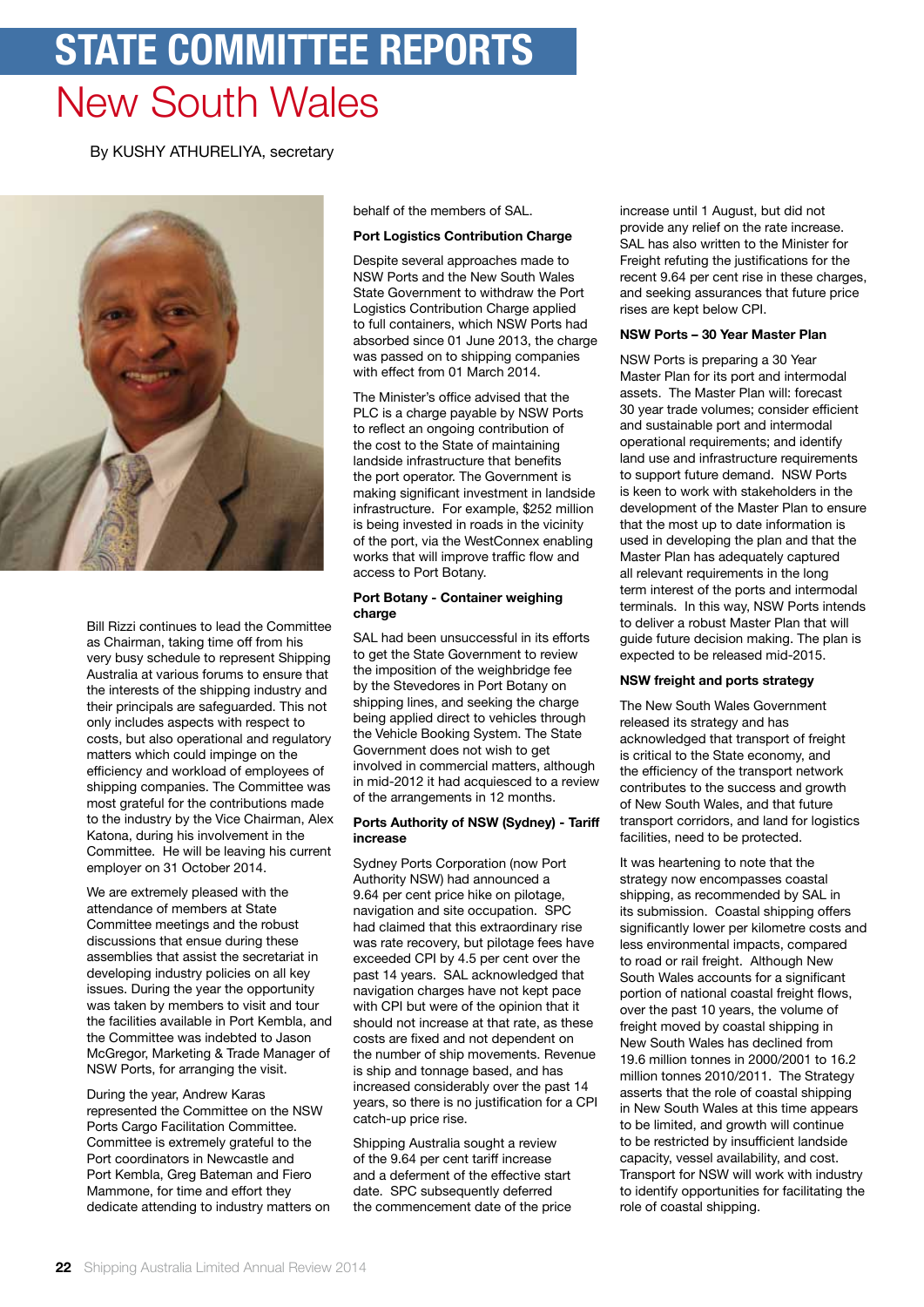# STATE COMMITTEE REPORTS

# New South Wales

By KUSHY ATHURELIYA, secretary

Bill Rizzi continues to lead the Committee as Chairman, taking time off from his very busy schedule to represent Shipping Australia at various forums to ensure that the interests of the shipping industry and their principals are safeguarded. This not only includes aspects with respect to costs, but also operational and regulatory matters which could impinge on the efficiency and workload of employees of shipping companies. The Committee was most grateful for the contributions made to the industry by the Vice Chairman, Alex Katona, during his involvement in the Committee. He will be leaving his current employer on 31 October 2014.

We are extremely pleased with the attendance of members at State Committee meetings and the robust discussions that ensue during these assemblies that assist the secretariat in developing industry policies on all key issues. During the year the opportunity was taken by members to visit and tour the facilities available in Port Kembla, and the Committee was indebted to Jason McGregor, Marketing & Trade Manager of NSW Ports, for arranging the visit.

During the year, Andrew Karas represented the Committee on the NSW Ports Cargo Facilitation Committee. Committee is extremely grateful to the Port coordinators in Newcastle and Port Kembla, Greg Bateman and Fiero Mammone, for time and effort they dedicate attending to industry matters on behalf of the members of SAL.

### Port Logistics Contribution Charge

Despite several approaches made to NSW Ports and the New South Wales State Government to withdraw the Port Logistics Contribution Charge applied to full containers, which NSW Ports had absorbed since 01 June 2013, the charge was passed on to shipping companies with effect from 01 March 2014.

The Minister's office advised that the PLC is a charge payable by NSW Ports to reflect an ongoing contribution of the cost to the State of maintaining landside infrastructure that benefits the port operator. The Government is making significant investment in landside infrastructure. For example, $252 million is being invested in roads in the vicinity of the port, via the WestConnex enabling works that will improve traffic flow and access to Port Botany.

### Port Botany - Container weighing charge

SAL had been unsuccessful in its efforts to get the State Government to review the imposition of the weighbridge fee by the Stevedores in Port Botany on shipping lines, and seeking the charge being applied direct to vehicles through the Vehicle Booking System. The State Government does not wish to get involved in commercial matters, although in mid-2012 it had acquiesced to a review of the arrangements in 12 months.

### Ports Authority of NSW (Sydney) - Tariff increase

Sydney Ports Corporation (now Port Authority NSW) had announced a 9.64 per cent price hike on pilotage, navigation and site occupation. SPC had claimed that this extraordinary rise was rate recovery, but pilotage fees have exceeded CPI by 4.5 per cent over the past 14 years. SAL acknowledged that navigation charges have not kept pace with CPI but were of the opinion that it should not increase at that rate, as these costs are fixed and not dependent on the number of ship movements. Revenue is ship and tonnage based, and has increased considerably over the past 14 years, so there is no justification for a CPI catch-up price rise.

Shipping Australia sought a review of the 9.64 per cent tariff increase and a deferment of the effective start date. SPC subsequently deferred the commencement date of the price increase until 1 August, but did not provide any relief on the rate increase. SAL has also written to the Minister for Freight refuting the justifications for the recent 9.64 per cent rise in these charges, and seeking assurances that future price rises are kept below CPI.

### NSW Ports – 30 Year Master Plan

NSW Ports is preparing a 30 Year Master Plan for its port and intermodal assets. The Master Plan will: forecast 30 year trade volumes; consider efficient and sustainable port and intermodal operational requirements; and identify land use and infrastructure requirements to support future demand. NSW Ports is keen to work with stakeholders in the development of the Master Plan to ensure that the most up to date information is used in developing the plan and that the Master Plan has adequately captured all relevant requirements in the long term interest of the ports and intermodal terminals. In this way, NSW Ports intends to deliver a robust Master Plan that will guide future decision making. The plan is expected to be released mid-2015.

### NSW freight and ports strategy

The New South Wales Government released its strategy and has acknowledged that transport of freight is critical to the State economy, and the efficiency of the transport network contributes to the success and growth of New South Wales, and that future transport corridors, and land for logistics facilities, need to be protected.

It was heartening to note that the strategy now encompasses coastal shipping, as recommended by SAL in its submission. Coastal shipping offers significantly lower per kilometre costs and less environmental impacts, compared to road or rail freight. Although New South Wales accounts for a significant portion of national coastal freight flows, over the past 10 years, the volume of freight moved by coastal shipping in New South Wales has declined from 19.6 million tonnes in 2000/2001 to 16.2 million tonnes 2010/2011. The Strategy asserts that the role of coastal shipping in New South Wales at this time appears to be limited, and growth will continue to be restricted by insufficient landside capacity, vessel availability, and cost. Transport for NSW will work with industry to identify opportunities for facilitating the role of coastal shipping.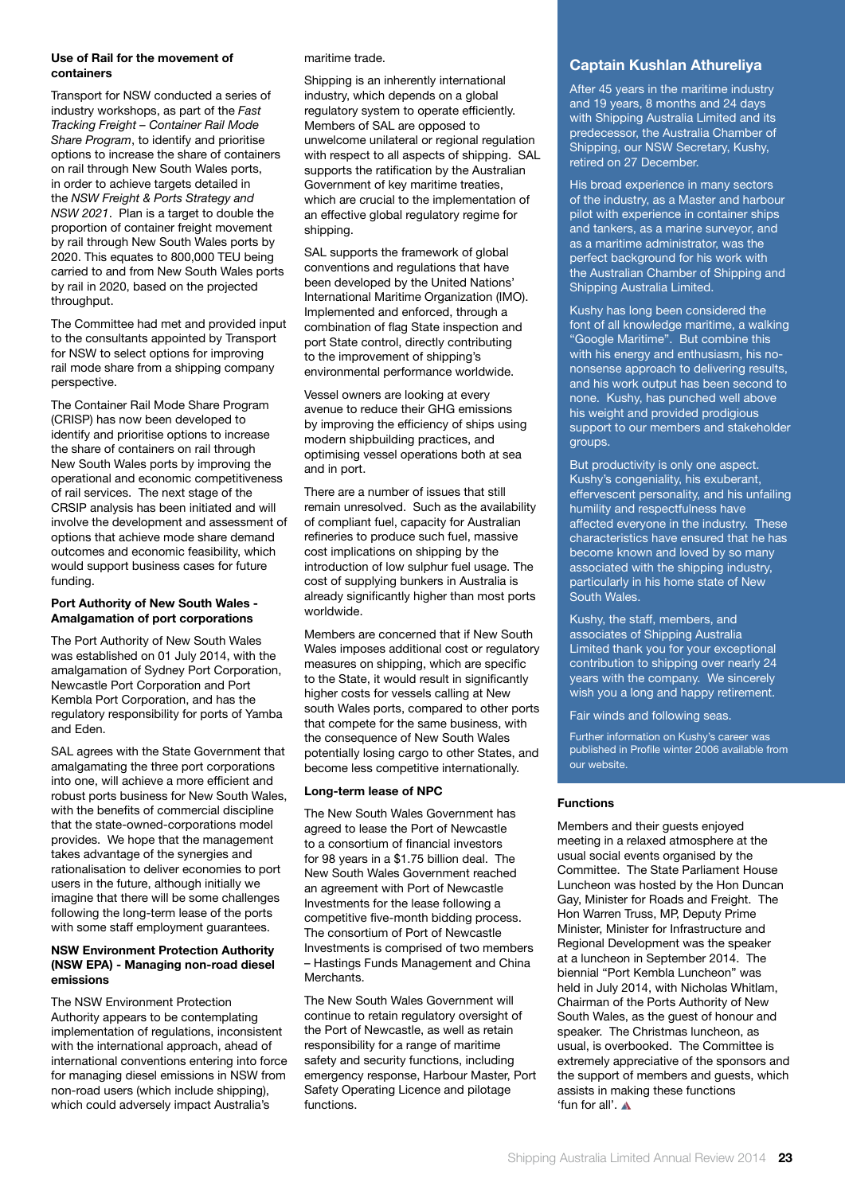**Use of Rail for the movement of containers**

Transport for NSW conducted a series of industry workshops, as part of the *Fast Tracking Freight – Container Rail Mode Share Program*, to identify and prioritise options to increase the share of containers on rail through New South Wales ports, in order to achieve targets detailed in the *NSW Freight & Ports Strategy and NSW 2021*. Plan is a target to double the proportion of container freight movement by rail through New South Wales ports by 2020. This equates to 800,000 TEU being carried to and from New South Wales ports by rail in 2020, based on the projected throughput.

The Committee had met and provided input to the consultants appointed by Transport for NSW to select options for improving rail mode share from a shipping company perspective.

The Container Rail Mode Share Program (CRISP) has now been developed to identify and prioritise options to increase the share of containers on rail through New South Wales ports by improving the operational and economic competitiveness of rail services. The next stage of the CRSIP analysis has been initiated and will involve the development and assessment of options that achieve mode share demand outcomes and economic feasibility, which would support business cases for future funding.

**Port Authority of New South Wales - Amalgamation of port corporations**

The Port Authority of New South Wales was established on 01 July 2014, with the amalgamation of Sydney Port Corporation, Newcastle Port Corporation and Port Kembla Port Corporation, and has the regulatory responsibility for ports of Yamba and Eden.

SAL agrees with the State Government that amalgamating the three port corporations into one, will achieve a more efficient and robust ports business for New South Wales, with the benefits of commercial discipline that the state-owned-corporations model provides. We hope that the management takes advantage of the synergies and rationalisation to deliver economies to port users in the future, although initially we imagine that there will be some challenges following the long-term lease of the ports with some staff employment guarantees.

**NSW Environment Protection Authority (NSW EPA) - Managing non-road diesel emissions**

The NSW Environment Protection Authority appears to be contemplating implementation of regulations, inconsistent with the international approach, ahead of international conventions entering into force for managing diesel emissions in NSW from non-road users (which include shipping), which could adversely impact Australia's maritime trade.

Shipping is an inherently international industry, which depends on a global regulatory system to operate efficiently. Members of SAL are opposed to unwelcome unilateral or regional regulation with respect to all aspects of shipping. SAL supports the ratification by the Australian Government of key maritime treaties, which are crucial to the implementation of an effective global regulatory regime for shipping.

SAL supports the framework of global conventions and regulations that have been developed by the United Nations' International Maritime Organization (IMO). Implemented and enforced, through a combination of flag State inspection and port State control, directly contributing to the improvement of shipping's environmental performance worldwide.

Vessel owners are looking at every avenue to reduce their GHG emissions by improving the efficiency of ships using modern shipbuilding practices, and optimising vessel operations both at sea and in port.

There are a number of issues that still remain unresolved. Such as the availability of compliant fuel, capacity for Australian refineries to produce such fuel, massive cost implications on shipping by the introduction of low sulphur fuel usage. The cost of supplying bunkers in Australia is already significantly higher than most ports worldwide.

Members are concerned that if New South Wales imposes additional cost or regulatory measures on shipping, which are specific to the State, it would result in significantly higher costs for vessels calling at New south Wales ports, compared to other ports that compete for the same business, with the consequence of New South Wales potentially losing cargo to other States, and become less competitive internationally.

**Long-term lease of NPC**

The New South Wales Government has agreed to lease the Port of Newcastle to a consortium of financial investors for 98 years in a $1.75 billion deal. The New South Wales Government reached an agreement with Port of Newcastle Investments for the lease following a competitive five-month bidding process. The consortium of Port of Newcastle Investments is comprised of two members – Hastings Funds Management and China Merchants.

The New South Wales Government will continue to retain regulatory oversight of the Port of Newcastle, as well as retain responsibility for a range of maritime safety and security functions, including emergency response, Harbour Master, Port Safety Operating Licence and pilotage functions.

## Captain Kushlan Athureliya

After 45 years in the maritime industry and 19 years, 8 months and 24 days with Shipping Australia Limited and its predecessor, the Australia Chamber of Shipping, our NSW Secretary, Kushy, retired on 27 December.

His broad experience in many sectors of the industry, as a Master and harbour pilot with experience in container ships and tankers, as a marine surveyor, and as a maritime administrator, was the perfect background for his work with the Australian Chamber of Shipping and Shipping Australia Limited.

Kushy has long been considered the font of all knowledge maritime, a walking "Google Maritime". But combine this with his energy and enthusiasm, his no-nonsense approach to delivering results, and his work output has been second to none. Kushy, has punched well above his weight and provided prodigious support to our members and stakeholder groups.

But productivity is only one aspect. Kushy's congeniality, his exuberant, effervescent personality, and his unfailing humility and respectfulness have affected everyone in the industry. These characteristics have ensured that he has become known and loved by so many associated with the shipping industry, particularly in his home state of New South Wales.

Kushy, the staff, members, and associates of Shipping Australia Limited thank you for your exceptional contribution to shipping over nearly 24 years with the company. We sincerely wish you a long and happy retirement.

Fair winds and following seas.

Further information on Kushy's career was published in Profile winter 2006 available from our website.

**Functions**

Members and their guests enjoyed meeting in a relaxed atmosphere at the usual social events organised by the Committee. The State Parliament House Luncheon was hosted by the Hon Duncan Gay, Minister for Roads and Freight. The Hon Warren Truss, MP, Deputy Prime Minister, Minister for Infrastructure and Regional Development was the speaker at a luncheon in September 2014. The biennial "Port Kembla Luncheon" was held in July 2014, with Nicholas Whitlam, Chairman of the Ports Authority of New South Wales, as the guest of honour and speaker. The Christmas luncheon, as usual, is overbooked. The Committee is extremely appreciative of the sponsors and the support of members and guests, which assists in making these functions 'fun for all'.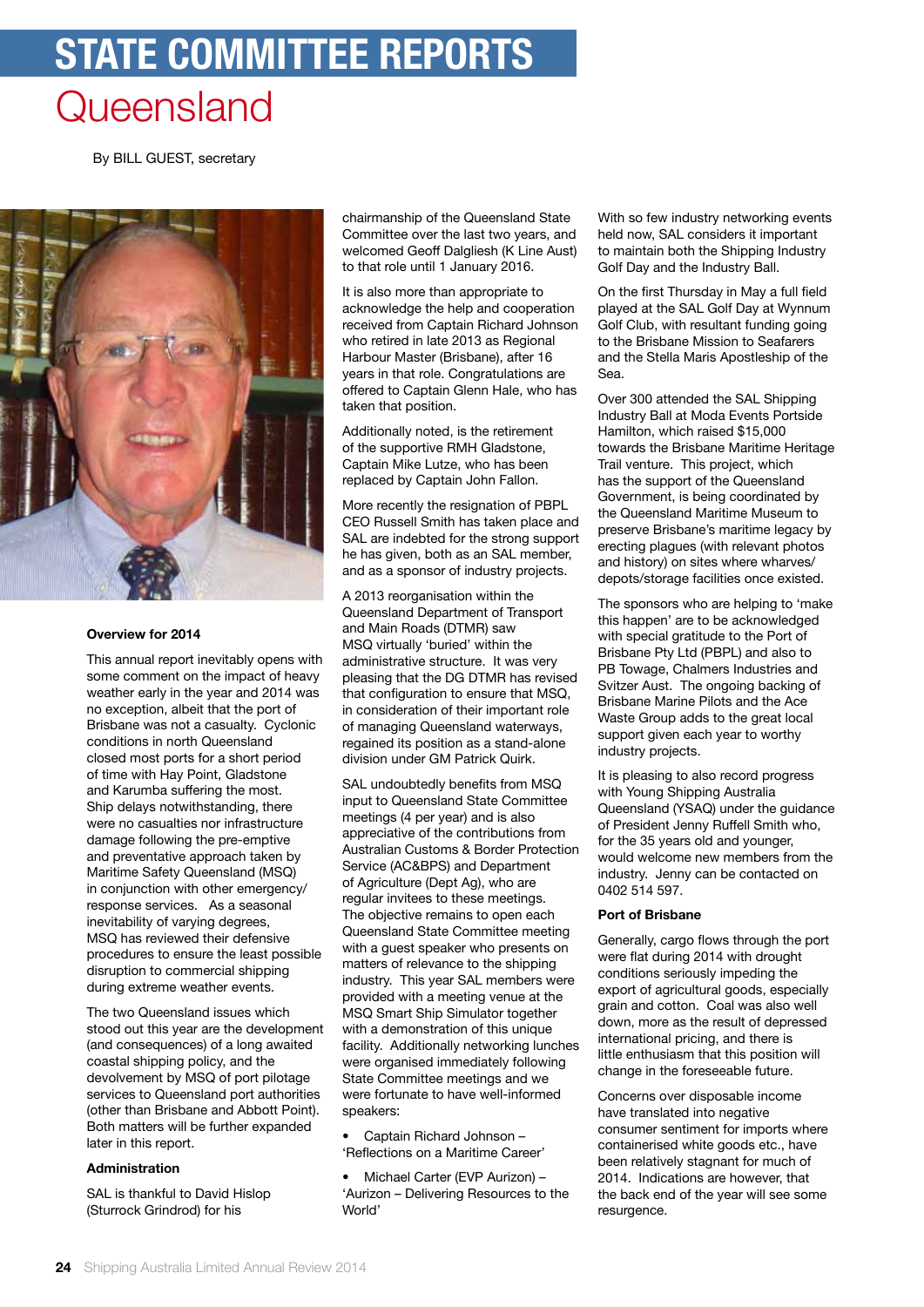# STATE COMMITTEE REPORTS

# Queensland

By BILL GUEST, secretary

### Overview for 2014

This annual report inevitably opens with some comment on the impact of heavy weather early in the year and 2014 was no exception, albeit that the port of Brisbane was not a casualty. Cyclonic conditions in north Queensland closed most ports for a short period of time with Hay Point, Gladstone and Karumba suffering the most. Ship delays notwithstanding, there were no casualties nor infrastructure damage following the pre-emptive and preventative approach taken by Maritime Safety Queensland (MSQ) in conjunction with other emergency/response services. As a seasonal inevitability of varying degrees, MSQ has reviewed their defensive procedures to ensure the least possible disruption to commercial shipping during extreme weather events.

The two Queensland issues which stood out this year are the development (and consequences) of a long awaited coastal shipping policy, and the devolvement by MSQ of port pilotage services to Queensland port authorities (other than Brisbane and Abbott Point). Both matters will be further expanded later in this report.

### Administration

SAL is thankful to David Hislop (Sturrock Grindrod) for his chairmanship of the Queensland State Committee over the last two years, and welcomed Geoff Dalgliesh (K Line Aust) to that role until 1 January 2016.

It is also more than appropriate to acknowledge the help and cooperation received from Captain Richard Johnson who retired in late 2013 as Regional Harbour Master (Brisbane), after 16 years in that role. Congratulations are offered to Captain Glenn Hale, who has taken that position.

Additionally noted, is the retirement of the supportive RMH Gladstone, Captain Mike Lutze, who has been replaced by Captain John Fallon.

More recently the resignation of PBPL CEO Russell Smith has taken place and SAL are indebted for the strong support he has given, both as an SAL member, and as a sponsor of industry projects.

A 2013 reorganisation within the Queensland Department of Transport and Main Roads (DTMR) saw MSQ virtually 'buried' within the administrative structure. It was very pleasing that the DG DTMR has revised that configuration to ensure that MSQ, in consideration of their important role of managing Queensland waterways, regained its position as a stand-alone division under GM Patrick Quirk.

SAL undoubtedly benefits from MSQ input to Queensland State Committee meetings (4 per year) and is also appreciative of the contributions from Australian Customs & Border Protection Service (AC&BPS) and Department of Agriculture (Dept Ag), who are regular invitees to these meetings. The objective remains to open each Queensland State Committee meeting with a guest speaker who presents on matters of relevance to the shipping industry. This year SAL members were provided with a meeting venue at the MSQ Smart Ship Simulator together with a demonstration of this unique facility. Additionally networking lunches were organised immediately following State Committee meetings and we were fortunate to have well-informed speakers:

- Captain Richard Johnson – 'Reflections on a Maritime Career'
- Michael Carter (EVP Aurizon) – 'Aurizon – Delivering Resources to the World'

With so few industry networking events held now, SAL considers it important to maintain both the Shipping Industry Golf Day and the Industry Ball.

On the first Thursday in May a full field played at the SAL Golf Day at Wynnum Golf Club, with resultant funding going to the Brisbane Mission to Seafarers and the Stella Maris Apostleship of the Sea.

Over 300 attended the SAL Shipping Industry Ball at Moda Events Portside Hamilton, which raised $15,000 towards the Brisbane Maritime Heritage Trail venture. This project, which has the support of the Queensland Government, is being coordinated by the Queensland Maritime Museum to preserve Brisbane's maritime legacy by erecting plagues (with relevant photos and history) on sites where wharves/depots/storage facilities once existed.

The sponsors who are helping to 'make this happen' are to be acknowledged with special gratitude to the Port of Brisbane Pty Ltd (PBPL) and also to PB Towage, Chalmers Industries and Svitzer Aust. The ongoing backing of Brisbane Marine Pilots and the Ace Waste Group adds to the great local support given each year to worthy industry projects.

It is pleasing to also record progress with Young Shipping Australia Queensland (YSAQ) under the guidance of President Jenny Ruffell Smith who, for the 35 years old and younger, would welcome new members from the industry. Jenny can be contacted on 0402 514 597.

### Port of Brisbane

Generally, cargo flows through the port were flat during 2014 with drought conditions seriously impeding the export of agricultural goods, especially grain and cotton. Coal was also well down, more as the result of depressed international pricing, and there is little enthusiasm that this position will change in the foreseeable future.

Concerns over disposable income have translated into negative consumer sentiment for imports where containerised white goods etc., have been relatively stagnant for much of 2014. Indications are however, that the back end of the year will see some resurgence.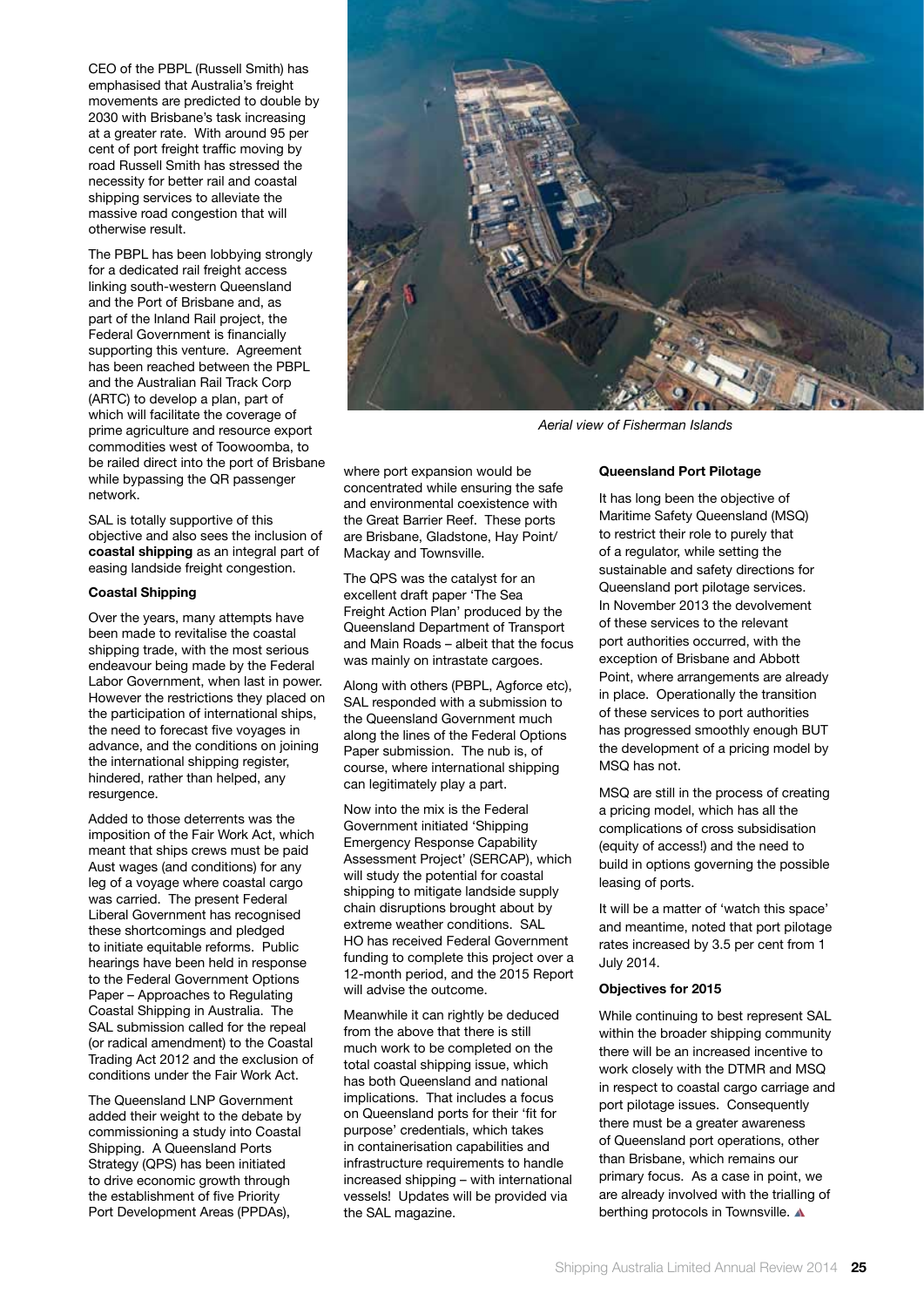CEO of the PBPL (Russell Smith) has emphasised that Australia's freight movements are predicted to double by 2030 with Brisbane's task increasing at a greater rate. With around 95 per cent of port freight traffic moving by road Russell Smith has stressed the necessity for better rail and coastal shipping services to alleviate the massive road congestion that will otherwise result.

The PBPL has been lobbying strongly for a dedicated rail freight access linking south-western Queensland and the Port of Brisbane and, as part of the Inland Rail project, the Federal Government is financially supporting this venture. Agreement has been reached between the PBPL and the Australian Rail Track Corp (ARTC) to develop a plan, part of which will facilitate the coverage of prime agriculture and resource export commodities west of Toowoomba, to be railed direct into the port of Brisbane while bypassing the QR passenger network.

SAL is totally supportive of this objective and also sees the inclusion of **coastal shipping** as an integral part of easing landside freight congestion.

*Aerial view of Fisherman Islands*

**Coastal Shipping**

Over the years, many attempts have been made to revitalise the coastal shipping trade, with the most serious endeavour being made by the Federal Labor Government, when last in power. However the restrictions they placed on the participation of international ships, the need to forecast five voyages in advance, and the conditions on joining the international shipping register, hindered, rather than helped, any resurgence.

Added to those deterrents was the imposition of the Fair Work Act, which meant that ships crews must be paid Aust wages (and conditions) for any leg of a voyage where coastal cargo was carried. The present Federal Liberal Government has recognised these shortcomings and pledged to initiate equitable reforms. Public hearings have been held in response to the Federal Government Options Paper – Approaches to Regulating Coastal Shipping in Australia. The SAL submission called for the repeal (or radical amendment) to the Coastal Trading Act 2012 and the exclusion of conditions under the Fair Work Act.

The Queensland LNP Government added their weight to the debate by commissioning a study into Coastal Shipping. A Queensland Ports Strategy (QPS) has been initiated to drive economic growth through the establishment of five Priority Port Development Areas (PPDAs), where port expansion would be concentrated while ensuring the safe and environmental coexistence with the Great Barrier Reef. These ports are Brisbane, Gladstone, Hay Point/ Mackay and Townsville.

The QPS was the catalyst for an excellent draft paper 'The Sea Freight Action Plan' produced by the Queensland Department of Transport and Main Roads – albeit that the focus was mainly on intrastate cargoes.

Along with others (PBPL, Agforce etc), SAL responded with a submission to the Queensland Government much along the lines of the Federal Options Paper submission. The nub is, of course, where international shipping can legitimately play a part.

Now into the mix is the Federal Government initiated 'Shipping Emergency Response Capability Assessment Project' (SERCAP), which will study the potential for coastal shipping to mitigate landside supply chain disruptions brought about by extreme weather conditions. SAL HO has received Federal Government funding to complete this project over a 12-month period, and the 2015 Report will advise the outcome.

Meanwhile it can rightly be deduced from the above that there is still much work to be completed on the total coastal shipping issue, which has both Queensland and national implications. That includes a focus on Queensland ports for their 'fit for purpose' credentials, which takes in containerisation capabilities and infrastructure requirements to handle increased shipping – with international vessels! Updates will be provided via the SAL magazine.

**Queensland Port Pilotage**

It has long been the objective of Maritime Safety Queensland (MSQ) to restrict their role to purely that of a regulator, while setting the sustainable and safety directions for Queensland port pilotage services. In November 2013 the devolvement of these services to the relevant port authorities occurred, with the exception of Brisbane and Abbott Point, where arrangements are already in place. Operationally the transition of these services to port authorities has progressed smoothly enough BUT the development of a pricing model by MSQ has not.

MSQ are still in the process of creating a pricing model, which has all the complications of cross subsidisation (equity of access!) and the need to build in options governing the possible leasing of ports.

It will be a matter of 'watch this space' and meantime, noted that port pilotage rates increased by 3.5 per cent from 1 July 2014.

**Objectives for 2015**

While continuing to best represent SAL within the broader shipping community there will be an increased incentive to work closely with the DTMR and MSQ in respect to coastal cargo carriage and port pilotage issues. Consequently there must be a greater awareness of Queensland port operations, other than Brisbane, which remains our primary focus. As a case in point, we are already involved with the trialling of berthing protocols in Townsville.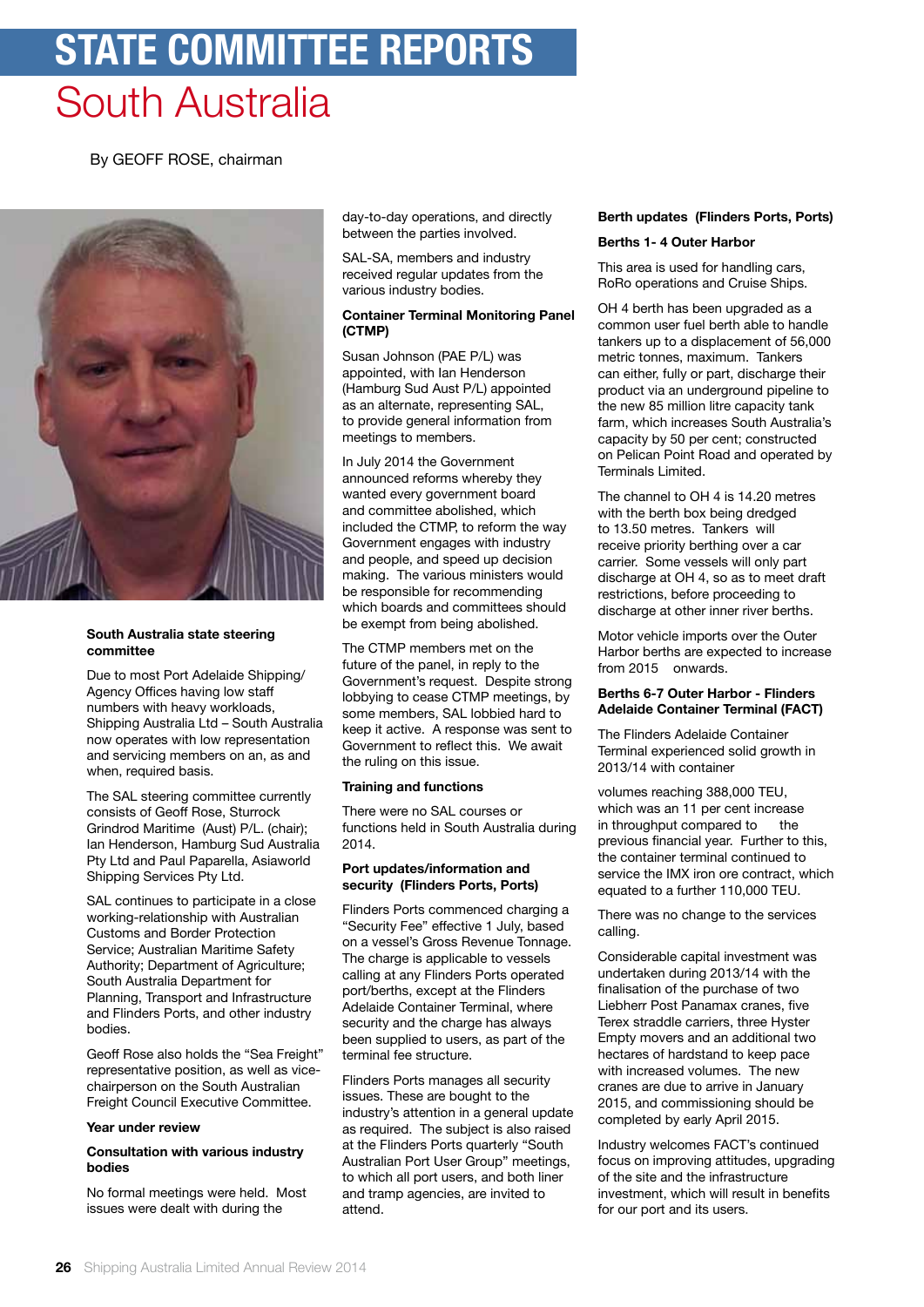# STATE COMMITTEE REPORTS

# South Australia

By GEOFF ROSE, chairman

### South Australia state steering committee

Due to most Port Adelaide Shipping/Agency Offices having low staff numbers with heavy workloads, Shipping Australia Ltd – South Australia now operates with low representation and servicing members on an, as and when, required basis.

The SAL steering committee currently consists of Geoff Rose, Sturrock Grindrod Maritime (Aust) P/L. (chair); Ian Henderson, Hamburg Sud Australia Pty Ltd and Paul Paparella, Asiaworld Shipping Services Pty Ltd.

SAL continues to participate in a close working-relationship with Australian Customs and Border Protection Service; Australian Maritime Safety Authority; Department of Agriculture; South Australia Department for Planning, Transport and Infrastructure and Flinders Ports, and other industry bodies.

Geoff Rose also holds the "Sea Freight" representative position, as well as vice-chairperson on the South Australian Freight Council Executive Committee.

### Year under review

### Consultation with various industry bodies

No formal meetings were held. Most issues were dealt with during the day-to-day operations, and directly between the parties involved.

SAL-SA, members and industry received regular updates from the various industry bodies.

### Container Terminal Monitoring Panel (CTMP)

Susan Johnson (PAE P/L) was appointed, with Ian Henderson (Hamburg Sud Aust P/L) appointed as an alternate, representing SAL, to provide general information from meetings to members.

In July 2014 the Government announced reforms whereby they wanted every government board and committee abolished, which included the CTMP, to reform the way Government engages with industry and people, and speed up decision making. The various ministers would be responsible for recommending which boards and committees should be exempt from being abolished.

The CTMP members met on the future of the panel, in reply to the Government's request. Despite strong lobbying to cease CTMP meetings, by some members, SAL lobbied hard to keep it active. A response was sent to Government to reflect this. We await the ruling on this issue.

### Training and functions

There were no SAL courses or functions held in South Australia during 2014.

### Port updates/information and security (Flinders Ports, Ports)

Flinders Ports commenced charging a "Security Fee" effective 1 July, based on a vessel's Gross Revenue Tonnage. The charge is applicable to vessels calling at any Flinders Ports operated port/berths, except at the Flinders Adelaide Container Terminal, where security and the charge has always been supplied to users, as part of the terminal fee structure.

Flinders Ports manages all security issues. These are bought to the industry's attention in a general update as required. The subject is also raised at the Flinders Ports quarterly "South Australian Port User Group" meetings, to which all port users, and both liner and tramp agencies, are invited to attend.

### Berth updates (Flinders Ports, Ports)

### Berths 1- 4 Outer Harbor

This area is used for handling cars, RoRo operations and Cruise Ships.

OH 4 berth has been upgraded as a common user fuel berth able to handle tankers up to a displacement of 56,000 metric tonnes, maximum. Tankers can either, fully or part, discharge their product via an underground pipeline to the new 85 million litre capacity tank farm, which increases South Australia's capacity by 50 per cent; constructed on Pelican Point Road and operated by Terminals Limited.

The channel to OH 4 is 14.20 metres with the berth box being dredged to 13.50 metres. Tankers will receive priority berthing over a car carrier. Some vessels will only part discharge at OH 4, so as to meet draft restrictions, before proceeding to discharge at other inner river berths.

Motor vehicle imports over the Outer Harbor berths are expected to increase from 2015 onwards.

### Berths 6-7 Outer Harbor - Flinders Adelaide Container Terminal (FACT)

The Flinders Adelaide Container Terminal experienced solid growth in 2013/14 with container volumes reaching 388,000 TEU, which was an 11 per cent increase in throughput compared to the previous financial year. Further to this, the container terminal continued to service the IMX iron ore contract, which equated to a further 110,000 TEU.

There was no change to the services calling.

Considerable capital investment was undertaken during 2013/14 with the finalisation of the purchase of two Liebherr Post Panamax cranes, five Terex straddle carriers, three Hyster Empty movers and an additional two hectares of hardstand to keep pace with increased volumes. The new cranes are due to arrive in January 2015, and commissioning should be completed by early April 2015.

Industry welcomes FACT's continued focus on improving attitudes, upgrading of the site and the infrastructure investment, which will result in benefits for our port and its users.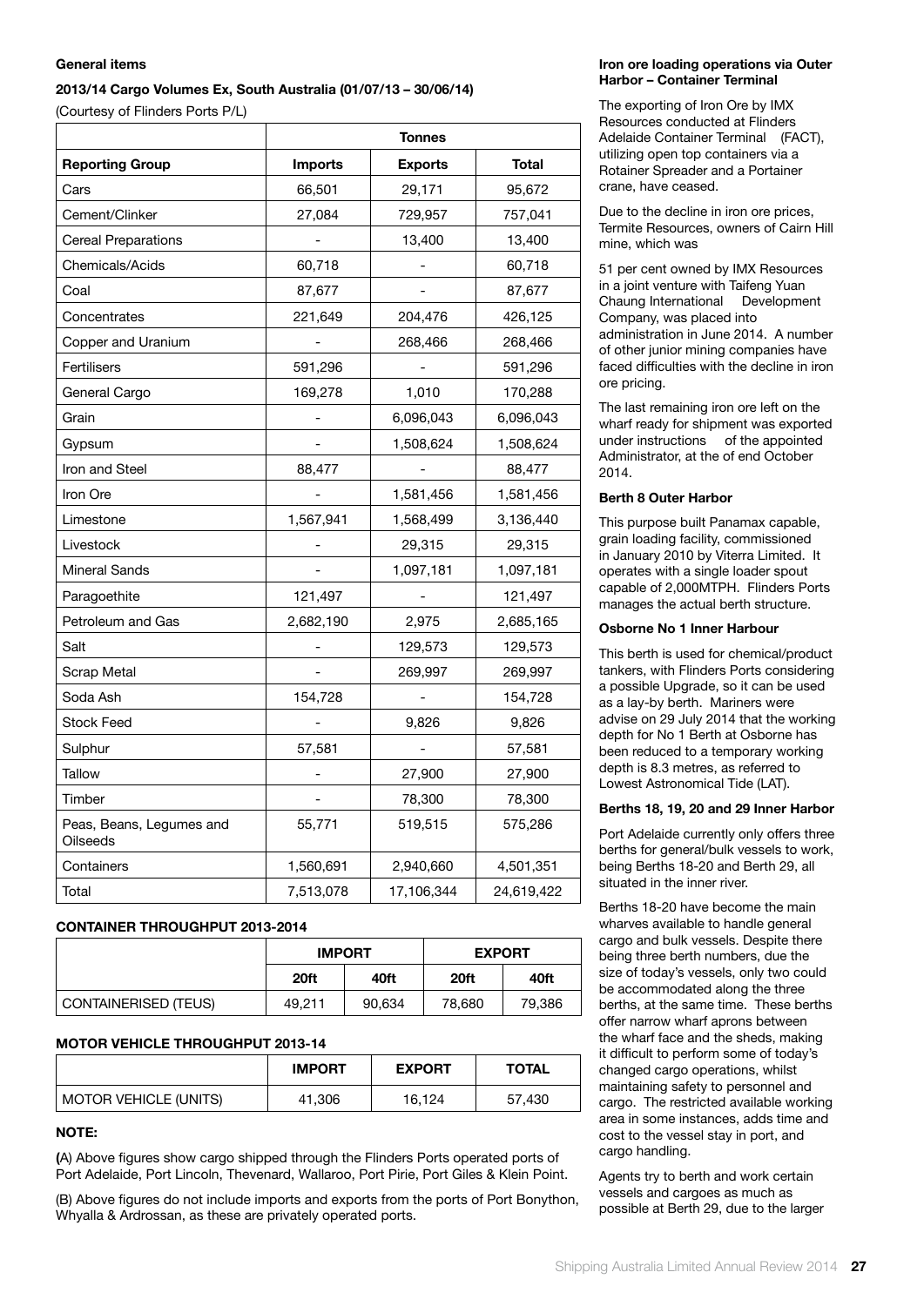**General items**

**2013/14 Cargo Volumes Ex, South Australia (01/07/13 – 30/06/14)**

(Courtesy of Flinders Ports P/L)

| | Tonnes | | |
|---|---|---|---|
| **Reporting Group** | **Imports** | **Exports** | **Total** |
| Cars | 66,501 | 29,171 | 95,672 |
| Cement/Clinker | 27,084 | 729,957 | 757,041 |
| Cereal Preparations | - | 13,400 | 13,400 |
| Chemicals/Acids | 60,718 | - | 60,718 |
| Coal | 87,677 | - | 87,677 |
| Concentrates | 221,649 | 204,476 | 426,125 |
| Copper and Uranium | - | 268,466 | 268,466 |
| Fertilisers | 591,296 | - | 591,296 |
| General Cargo | 169,278 | 1,010 | 170,288 |
| Grain | - | 6,096,043 | 6,096,043 |
| Gypsum | - | 1,508,624 | 1,508,624 |
| Iron and Steel | 88,477 | - | 88,477 |
| Iron Ore | - | 1,581,456 | 1,581,456 |
| Limestone | 1,567,941 | 1,568,499 | 3,136,440 |
| Livestock | - | 29,315 | 29,315 |
| Mineral Sands | - | 1,097,181 | 1,097,181 |
| Paragoethite | 121,497 | - | 121,497 |
| Petroleum and Gas | 2,682,190 | 2,975 | 2,685,165 |
| Salt | - | 129,573 | 129,573 |
| Scrap Metal | - | 269,997 | 269,997 |
| Soda Ash | 154,728 | - | 154,728 |
| Stock Feed | - | 9,826 | 9,826 |
| Sulphur | 57,581 | - | 57,581 |
| Tallow | - | 27,900 | 27,900 |
| Timber | - | 78,300 | 78,300 |
| Peas, Beans, Legumes and Oilseeds | 55,771 | 519,515 | 575,286 |
| Containers | 1,560,691 | 2,940,660 | 4,501,351 |
| Total | 7,513,078 | 17,106,344 | 24,619,422 |

**CONTAINER THROUGHPUT 2013-2014**

| | IMPORT | | EXPORT | |
|---|---|---|---|---|
| | **20ft** | **40ft** | **20ft** | **40ft** |
| CONTAINERISED (TEUS) | 49,211 | 90,634 | 78,680 | 79,386 |

**MOTOR VEHICLE THROUGHPUT 2013-14**

| | IMPORT | EXPORT | TOTAL |
|---|---|---|---|
| MOTOR VEHICLE (UNITS) | 41,306 | 16,124 | 57,430 |

**NOTE:**

**(**A) Above figures show cargo shipped through the Flinders Ports operated ports of Port Adelaide, Port Lincoln, Thevenard, Wallaroo, Port Pirie, Port Giles & Klein Point.

(B) Above figures do not include imports and exports from the ports of Port Bonython, Whyalla & Ardrossan, as these are privately operated ports.

**Iron ore loading operations via Outer Harbor – Container Terminal**

The exporting of Iron Ore by IMX Resources conducted at Flinders Adelaide Container Terminal (FACT), utilizing open top containers via a Rotainer Spreader and a Portainer crane, have ceased.

Due to the decline in iron ore prices, Termite Resources, owners of Cairn Hill mine, which was

51 per cent owned by IMX Resources in a joint venture with Taifeng Yuan Chaung International Development Company, was placed into administration in June 2014. A number of other junior mining companies have faced difficulties with the decline in iron ore pricing.

The last remaining iron ore left on the wharf ready for shipment was exported under instructions of the appointed Administrator, at the of end October 2014.

**Berth 8 Outer Harbor**

This purpose built Panamax capable, grain loading facility, commissioned in January 2010 by Viterra Limited. It operates with a single loader spout capable of 2,000MTPH. Flinders Ports manages the actual berth structure.

**Osborne No 1 Inner Harbour**

This berth is used for chemical/product tankers, with Flinders Ports considering a possible Upgrade, so it can be used as a lay-by berth. Mariners were advise on 29 July 2014 that the working depth for No 1 Berth at Osborne has been reduced to a temporary working depth is 8.3 metres, as referred to Lowest Astronomical Tide (LAT).

**Berths 18, 19, 20 and 29 Inner Harbor**

Port Adelaide currently only offers three berths for general/bulk vessels to work, being Berths 18-20 and Berth 29, all situated in the inner river.

Berths 18-20 have become the main wharves available to handle general cargo and bulk vessels. Despite there being three berth numbers, due the size of today's vessels, only two could be accommodated along the three berths, at the same time. These berths offer narrow wharf aprons between the wharf face and the sheds, making it difficult to perform some of today's changed cargo operations, whilst maintaining safety to personnel and cargo. The restricted available working area in some instances, adds time and cost to the vessel stay in port, and cargo handling.

Agents try to berth and work certain vessels and cargoes as much as possible at Berth 29, due to the larger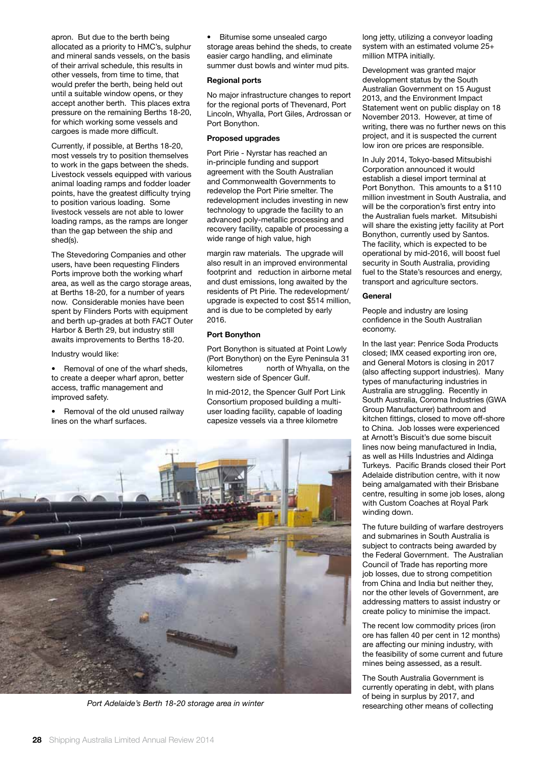apron. But due to the berth being allocated as a priority to HMC's, sulphur and mineral sands vessels, on the basis of their arrival schedule, this results in other vessels, from time to time, that would prefer the berth, being held out until a suitable window opens, or they accept another berth. This places extra pressure on the remaining Berths 18-20, for which working some vessels and cargoes is made more difficult.

Currently, if possible, at Berths 18-20, most vessels try to position themselves to work in the gaps between the sheds. Livestock vessels equipped with various animal loading ramps and fodder loader points, have the greatest difficulty trying to position various loading. Some livestock vessels are not able to lower loading ramps, as the ramps are longer than the gap between the ship and shed(s).

The Stevedoring Companies and other users, have been requesting Flinders Ports improve both the working wharf area, as well as the cargo storage areas, at Berths 18-20, for a number of years now. Considerable monies have been spent by Flinders Ports with equipment and berth up-grades at both FACT Outer Harbor & Berth 29, but industry still awaits improvements to Berths 18-20.

Industry would like:

- Removal of one of the wharf sheds, to create a deeper wharf apron, better access, traffic management and improved safety.
- Removal of the old unused railway lines on the wharf surfaces.
- Bitumise some unsealed cargo storage areas behind the sheds, to create easier cargo handling, and eliminate summer dust bowls and winter mud pits.

**Regional ports**

No major infrastructure changes to report for the regional ports of Thevenard, Port Lincoln, Whyalla, Port Giles, Ardrossan or Port Bonython.

**Proposed upgrades**

Port Pirie - Nyrstar has reached an in-principle funding and support agreement with the South Australian and Commonwealth Governments to redevelop the Port Pirie smelter. The redevelopment includes investing in new technology to upgrade the facility to an advanced poly-metallic processing and recovery facility, capable of processing a wide range of high value, high margin raw materials. The upgrade will also result in an improved environmental footprint and reduction in airborne metal and dust emissions, long awaited by the residents of Pt Pirie. The redevelopment/ upgrade is expected to cost $514 million, and is due to be completed by early 2016.

**Port Bonython**

Port Bonython is situated at Point Lowly (Port Bonython) on the Eyre Peninsula 31 kilometres north of Whyalla, on the western side of Spencer Gulf.

In mid-2012, the Spencer Gulf Port Link Consortium proposed building a multi-user loading facility, capable of loading capesize vessels via a three kilometre long jetty, utilizing a conveyor loading system with an estimated volume 25+ million MTPA initially.

Development was granted major development status by the South Australian Government on 15 August 2013, and the Environment Impact Statement went on public display on 18 November 2013. However, at time of writing, there was no further news on this project, and it is suspected the current low iron ore prices are responsible.

In July 2014, Tokyo-based Mitsubishi Corporation announced it would establish a diesel import terminal at Port Bonython. This amounts to a $110 million investment in South Australia, and will be the corporation's first entry into the Australian fuels market. Mitsubishi will share the existing jetty facility at Port Bonython, currently used by Santos. The facility, which is expected to be operational by mid-2016, will boost fuel security in South Australia, providing fuel to the State's resources and energy, transport and agriculture sectors.

**General**

People and industry are losing confidence in the South Australian economy.

In the last year: Penrice Soda Products closed; IMX ceased exporting iron ore, and General Motors is closing in 2017 (also affecting support industries). Many types of manufacturing industries in Australia are struggling. Recently in South Australia, Coroma Industries (GWA Group Manufacturer) bathroom and kitchen fittings, closed to move off-shore to China. Job losses were experienced at Arnott's Biscuit's due some biscuit lines now being manufactured in India, as well as Hills Industries and Aldinga Turkeys. Pacific Brands closed their Port Adelaide distribution centre, with it now being amalgamated with their Brisbane centre, resulting in some job loses, along with Custom Coaches at Royal Park winding down.

The future building of warfare destroyers and submarines in South Australia is subject to contracts being awarded by the Federal Government. The Australian Council of Trade has reporting more job losses, due to strong competition from China and India but neither they, nor the other levels of Government, are addressing matters to assist industry or create policy to minimise the impact.

The recent low commodity prices (iron ore has fallen 40 per cent in 12 months) are affecting our mining industry, with the feasibility of some current and future mines being assessed, as a result.

The South Australia Government is currently operating in debt, with plans of being in surplus by 2017, and researching other means of collecting

*Port Adelaide's Berth 18-20 storage area in winter*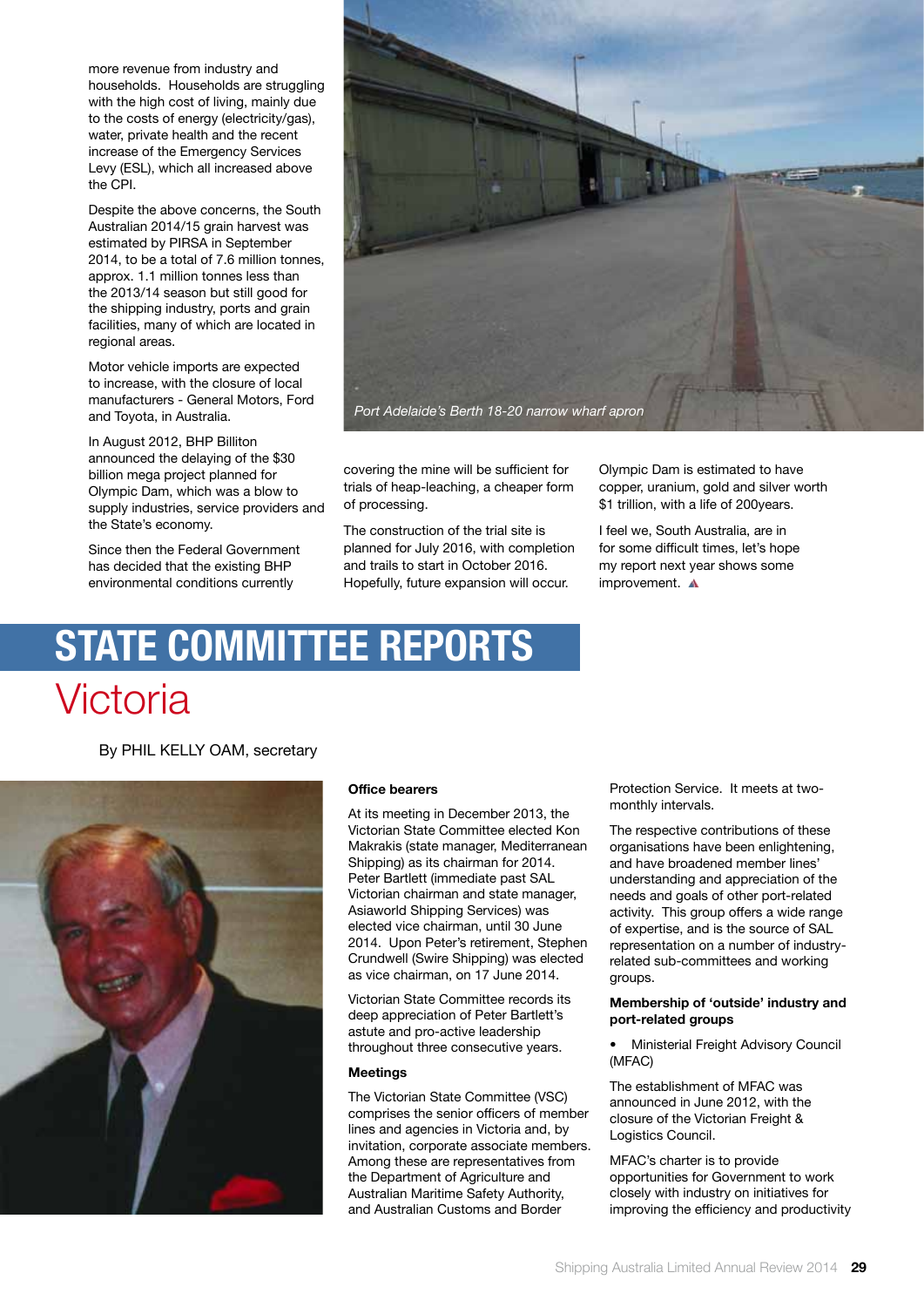more revenue from industry and households. Households are struggling with the high cost of living, mainly due to the costs of energy (electricity/gas), water, private health and the recent increase of the Emergency Services Levy (ESL), which all increased above the CPI.

Despite the above concerns, the South Australian 2014/15 grain harvest was estimated by PIRSA in September 2014, to be a total of 7.6 million tonnes, approx. 1.1 million tonnes less than the 2013/14 season but still good for the shipping industry, ports and grain facilities, many of which are located in regional areas.

Motor vehicle imports are expected to increase, with the closure of local manufacturers - General Motors, Ford and Toyota, in Australia.

In August 2012, BHP Billiton announced the delaying of the $30 billion mega project planned for Olympic Dam, which was a blow to supply industries, service providers and the State's economy.

Since then the Federal Government has decided that the existing BHP environmental conditions currently covering the mine will be sufficient for trials of heap-leaching, a cheaper form of processing.

The construction of the trial site is planned for July 2016, with completion and trails to start in October 2016. Hopefully, future expansion will occur.

Olympic Dam is estimated to have copper, uranium, gold and silver worth $1 trillion, with a life of 200years.

I feel we, South Australia, are in for some difficult times, let's hope my report next year shows some improvement.

*Port Adelaide's Berth 18-20 narrow wharf apron*

# STATE COMMITTEE REPORTS

## Victoria

By PHIL KELLY OAM, secretary

### Office bearers

At its meeting in December 2013, the Victorian State Committee elected Kon Makrakis (state manager, Mediterranean Shipping) as its chairman for 2014. Peter Bartlett (immediate past SAL Victorian chairman and state manager, Asiaworld Shipping Services) was elected vice chairman, until 30 June 2014. Upon Peter's retirement, Stephen Crundwell (Swire Shipping) was elected as vice chairman, on 17 June 2014.

Victorian State Committee records its deep appreciation of Peter Bartlett's astute and pro-active leadership throughout three consecutive years.

### Meetings

The Victorian State Committee (VSC) comprises the senior officers of member lines and agencies in Victoria and, by invitation, corporate associate members. Among these are representatives from the Department of Agriculture and Australian Maritime Safety Authority, and Australian Customs and Border Protection Service. It meets at two-monthly intervals.

The respective contributions of these organisations have been enlightening, and have broadened member lines' understanding and appreciation of the needs and goals of other port-related activity. This group offers a wide range of expertise, and is the source of SAL representation on a number of industry-related sub-committees and working groups.

### Membership of 'outside' industry and port-related groups

- Ministerial Freight Advisory Council (MFAC)

The establishment of MFAC was announced in June 2012, with the closure of the Victorian Freight & Logistics Council.

MFAC's charter is to provide opportunities for Government to work closely with industry on initiatives for improving the efficiency and productivity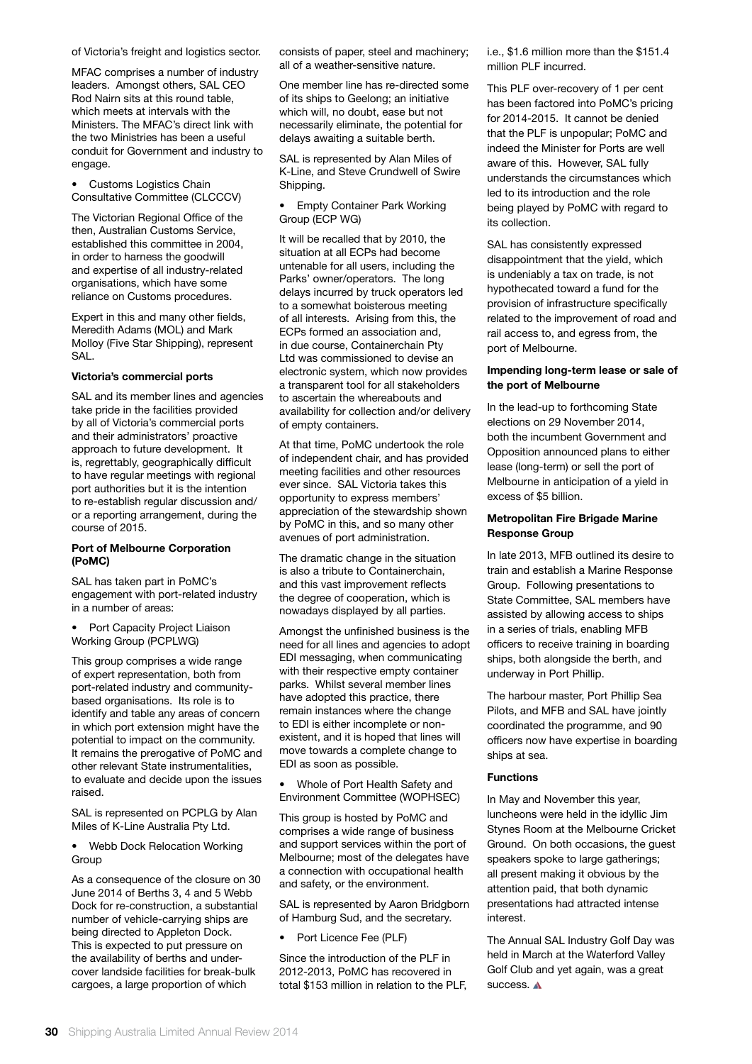of Victoria's freight and logistics sector.

MFAC comprises a number of industry leaders. Amongst others, SAL CEO Rod Nairn sits at this round table, which meets at intervals with the Ministers. The MFAC's direct link with the two Ministries has been a useful conduit for Government and industry to engage.

- Customs Logistics Chain Consultative Committee (CLCCCV)

The Victorian Regional Office of the then, Australian Customs Service, established this committee in 2004, in order to harness the goodwill and expertise of all industry-related organisations, which have some reliance on Customs procedures.

Expert in this and many other fields, Meredith Adams (MOL) and Mark Molloy (Five Star Shipping), represent SAL.

**Victoria's commercial ports**

SAL and its member lines and agencies take pride in the facilities provided by all of Victoria's commercial ports and their administrators' proactive approach to future development. It is, regrettably, geographically difficult to have regular meetings with regional port authorities but it is the intention to re-establish regular discussion and/or a reporting arrangement, during the course of 2015.

**Port of Melbourne Corporation (PoMC)**

SAL has taken part in PoMC's engagement with port-related industry in a number of areas:

- Port Capacity Project Liaison Working Group (PCPLWG)

This group comprises a wide range of expert representation, both from port-related industry and community-based organisations. Its role is to identify and table any areas of concern in which port extension might have the potential to impact on the community. It remains the prerogative of PoMC and other relevant State instrumentalities, to evaluate and decide upon the issues raised.

SAL is represented on PCPLG by Alan Miles of K-Line Australia Pty Ltd.

- Webb Dock Relocation Working Group

As a consequence of the closure on 30 June 2014 of Berths 3, 4 and 5 Webb Dock for re-construction, a substantial number of vehicle-carrying ships are being directed to Appleton Dock. This is expected to put pressure on the availability of berths and under-cover landside facilities for break-bulk cargoes, a large proportion of which consists of paper, steel and machinery; all of a weather-sensitive nature.

One member line has re-directed some of its ships to Geelong; an initiative which will, no doubt, ease but not necessarily eliminate, the potential for delays awaiting a suitable berth.

SAL is represented by Alan Miles of K-Line, and Steve Crundwell of Swire Shipping.

- Empty Container Park Working Group (ECP WG)

It will be recalled that by 2010, the situation at all ECPs had become untenable for all users, including the Parks' owner/operators. The long delays incurred by truck operators led to a somewhat boisterous meeting of all interests. Arising from this, the ECPs formed an association and, in due course, Containerchain Pty Ltd was commissioned to devise an electronic system, which now provides a transparent tool for all stakeholders to ascertain the whereabouts and availability for collection and/or delivery of empty containers.

At that time, PoMC undertook the role of independent chair, and has provided meeting facilities and other resources ever since. SAL Victoria takes this opportunity to express members' appreciation of the stewardship shown by PoMC in this, and so many other avenues of port administration.

The dramatic change in the situation is also a tribute to Containerchain, and this vast improvement reflects the degree of cooperation, which is nowadays displayed by all parties.

Amongst the unfinished business is the need for all lines and agencies to adopt EDI messaging, when communicating with their respective empty container parks. Whilst several member lines have adopted this practice, there remain instances where the change to EDI is either incomplete or non-existent, and it is hoped that lines will move towards a complete change to EDI as soon as possible.

- Whole of Port Health Safety and Environment Committee (WOPHSEC)

This group is hosted by PoMC and comprises a wide range of business and support services within the port of Melbourne; most of the delegates have a connection with occupational health and safety, or the environment.

SAL is represented by Aaron Bridgborn of Hamburg Sud, and the secretary.

- Port Licence Fee (PLF)

Since the introduction of the PLF in 2012-2013, PoMC has recovered in total $153 million in relation to the PLF, i.e., $1.6 million more than the $151.4 million PLF incurred.

This PLF over-recovery of 1 per cent has been factored into PoMC's pricing for 2014-2015. It cannot be denied that the PLF is unpopular; PoMC and indeed the Minister for Ports are well aware of this. However, SAL fully understands the circumstances which led to its introduction and the role being played by PoMC with regard to its collection.

SAL has consistently expressed disappointment that the yield, which is undeniably a tax on trade, is not hypothecated toward a fund for the provision of infrastructure specifically related to the improvement of road and rail access to, and egress from, the port of Melbourne.

**Impending long-term lease or sale of the port of Melbourne**

In the lead-up to forthcoming State elections on 29 November 2014, both the incumbent Government and Opposition announced plans to either lease (long-term) or sell the port of Melbourne in anticipation of a yield in excess of $5 billion.

**Metropolitan Fire Brigade Marine Response Group**

In late 2013, MFB outlined its desire to train and establish a Marine Response Group. Following presentations to State Committee, SAL members have assisted by allowing access to ships in a series of trials, enabling MFB officers to receive training in boarding ships, both alongside the berth, and underway in Port Phillip.

The harbour master, Port Phillip Sea Pilots, and MFB and SAL have jointly coordinated the programme, and 90 officers now have expertise in boarding ships at sea.

**Functions**

In May and November this year, luncheons were held in the idyllic Jim Stynes Room at the Melbourne Cricket Ground. On both occasions, the guest speakers spoke to large gatherings; all present making it obvious by the attention paid, that both dynamic presentations had attracted intense interest.

The Annual SAL Industry Golf Day was held in March at the Waterford Valley Golf Club and yet again, was a great success.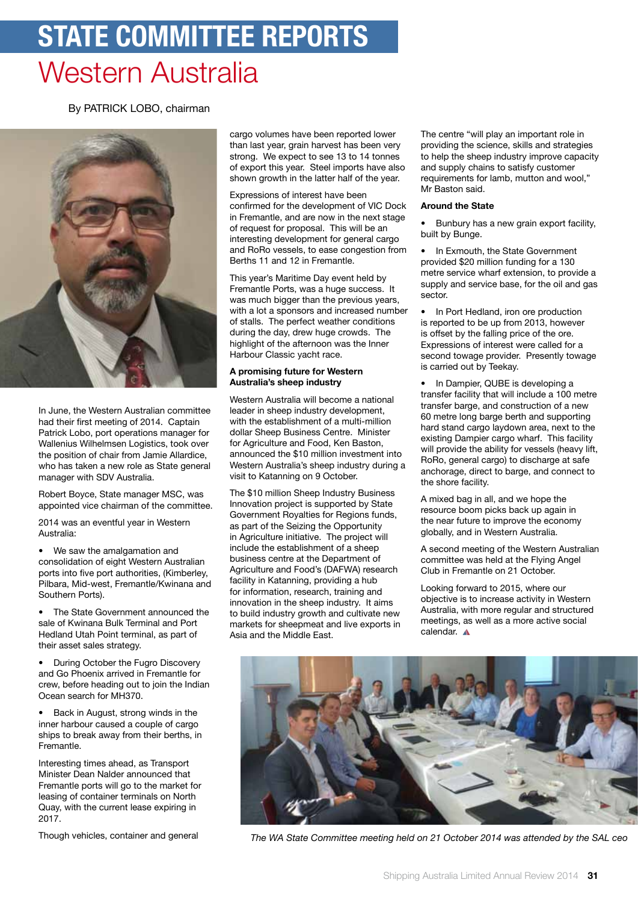# STATE COMMITTEE REPORTS

## Western Australia

By PATRICK LOBO, chairman

In June, the Western Australian committee had their first meeting of 2014. Captain Patrick Lobo, port operations manager for Wallenius Wilhelmsen Logistics, took over the position of chair from Jamie Allardice, who has taken a new role as State general manager with SDV Australia.

Robert Boyce, State manager MSC, was appointed vice chairman of the committee.

2014 was an eventful year in Western Australia:

- We saw the amalgamation and consolidation of eight Western Australian ports into five port authorities, (Kimberley, Pilbara, Mid-west, Fremantle/Kwinana and Southern Ports).
- The State Government announced the sale of Kwinana Bulk Terminal and Port Hedland Utah Point terminal, as part of their asset sales strategy.
- During October the Fugro Discovery and Go Phoenix arrived in Fremantle for crew, before heading out to join the Indian Ocean search for MH370.
- Back in August, strong winds in the inner harbour caused a couple of cargo ships to break away from their berths, in Fremantle.

Interesting times ahead, as Transport Minister Dean Nalder announced that Fremantle ports will go to the market for leasing of container terminals on North Quay, with the current lease expiring in 2017.

Though vehicles, container and general cargo volumes have been reported lower than last year, grain harvest has been very strong. We expect to see 13 to 14 tonnes of export this year. Steel imports have also shown growth in the latter half of the year.

Expressions of interest have been confirmed for the development of VIC Dock in Fremantle, and are now in the next stage of request for proposal. This will be an interesting development for general cargo and RoRo vessels, to ease congestion from Berths 11 and 12 in Fremantle.

This year's Maritime Day event held by Fremantle Ports, was a huge success. It was much bigger than the previous years, with a lot a sponsors and increased number of stalls. The perfect weather conditions during the day, drew huge crowds. The highlight of the afternoon was the Inner Harbour Classic yacht race.

**A promising future for Western Australia's sheep industry**

Western Australia will become a national leader in sheep industry development, with the establishment of a multi-million dollar Sheep Business Centre. Minister for Agriculture and Food, Ken Baston, announced the $10 million investment into Western Australia's sheep industry during a visit to Katanning on 9 October.

The $10 million Sheep Industry Business Innovation project is supported by State Government Royalties for Regions funds, as part of the Seizing the Opportunity in Agriculture initiative. The project will include the establishment of a sheep business centre at the Department of Agriculture and Food's (DAFWA) research facility in Katanning, providing a hub for information, research, training and innovation in the sheep industry. It aims to build industry growth and cultivate new markets for sheepmeat and live exports in Asia and the Middle East.

The centre "will play an important role in providing the science, skills and strategies to help the sheep industry improve capacity and supply chains to satisfy customer requirements for lamb, mutton and wool," Mr Baston said.

**Around the State**

- Bunbury has a new grain export facility, built by Bunge.
- In Exmouth, the State Government provided $20 million funding for a 130 metre service wharf extension, to provide a supply and service base, for the oil and gas sector.
- In Port Hedland, iron ore production is reported to be up from 2013, however is offset by the falling price of the ore. Expressions of interest were called for a second towage provider. Presently towage is carried out by Teekay.
- In Dampier, QUBE is developing a transfer facility that will include a 100 metre transfer barge, and construction of a new 60 metre long barge berth and supporting hard stand cargo laydown area, next to the existing Dampier cargo wharf. This facility will provide the ability for vessels (heavy lift, RoRo, general cargo) to discharge at safe anchorage, direct to barge, and connect to the shore facility.

A mixed bag in all, and we hope the resource boom picks back up again in the near future to improve the economy globally, and in Western Australia.

A second meeting of the Western Australian committee was held at the Flying Angel Club in Fremantle on 21 October.

Looking forward to 2015, where our objective is to increase activity in Western Australia, with more regular and structured meetings, as well as a more active social calendar.

*The WA State Committee meeting held on 21 October 2014 was attended by the SAL ceo*